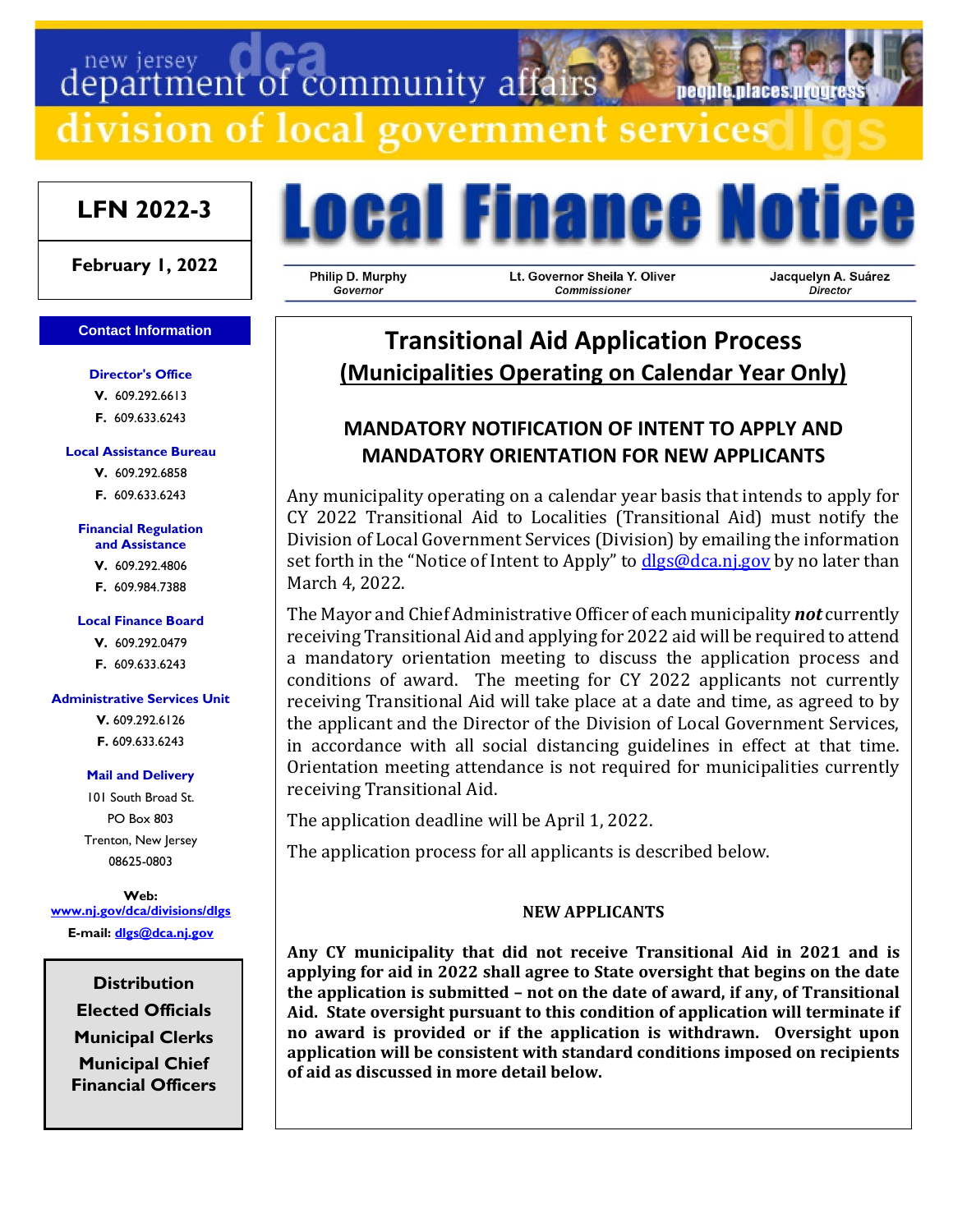new jersey department of community affairs

division of local government services

**LFN 2022-3**

**February 1, 2022**

# Local Finance Notice

Philip D. Murphy
*Governor*

Lt. Governor Sheila Y. Oliver
*Commissioner*

Jacquelyn A. Suárez
*Director*

**Contact Information**

**Director's Office**
V. 609.292.6613
F. 609.633.6243

**Local Assistance Bureau**
V. 609.292.6858
F. 609.633.6243

**Financial Regulation and Assistance**
V. 609.292.4806
F. 609.984.7388

**Local Finance Board**
V. 609.292.0479
F. 609.633.6243

**Administrative Services Unit**
V. 609.292.6126
F. 609.633.6243

**Mail and Delivery**
101 South Broad St.
PO Box 803
Trenton, New Jersey
08625-0803

**Web:** www.nj.gov/dca/divisions/dlgs
**E-mail:** dlgs@dca.nj.gov

**Distribution**
Elected Officials
Municipal Clerks
Municipal Chief Financial Officers

## Transitional Aid Application Process
## (Municipalities Operating on Calendar Year Only)

### MANDATORY NOTIFICATION OF INTENT TO APPLY AND MANDATORY ORIENTATION FOR NEW APPLICANTS

Any municipality operating on a calendar year basis that intends to apply for CY 2022 Transitional Aid to Localities (Transitional Aid) must notify the Division of Local Government Services (Division) by emailing the information set forth in the "Notice of Intent to Apply" to dlgs@dca.nj.gov by no later than March 4, 2022.

The Mayor and Chief Administrative Officer of each municipality ***not*** currently receiving Transitional Aid and applying for 2022 aid will be required to attend a mandatory orientation meeting to discuss the application process and conditions of award. The meeting for CY 2022 applicants not currently receiving Transitional Aid will take place at a date and time, as agreed to by the applicant and the Director of the Division of Local Government Services, in accordance with all social distancing guidelines in effect at that time. Orientation meeting attendance is not required for municipalities currently receiving Transitional Aid.

The application deadline will be April 1, 2022.

The application process for all applicants is described below.

**NEW APPLICANTS**

**Any CY municipality that did not receive Transitional Aid in 2021 and is applying for aid in 2022 shall agree to State oversight that begins on the date the application is submitted – not on the date of award, if any, of Transitional Aid. State oversight pursuant to this condition of application will terminate if no award is provided or if the application is withdrawn. Oversight upon application will be consistent with standard conditions imposed on recipients of aid as discussed in more detail below.**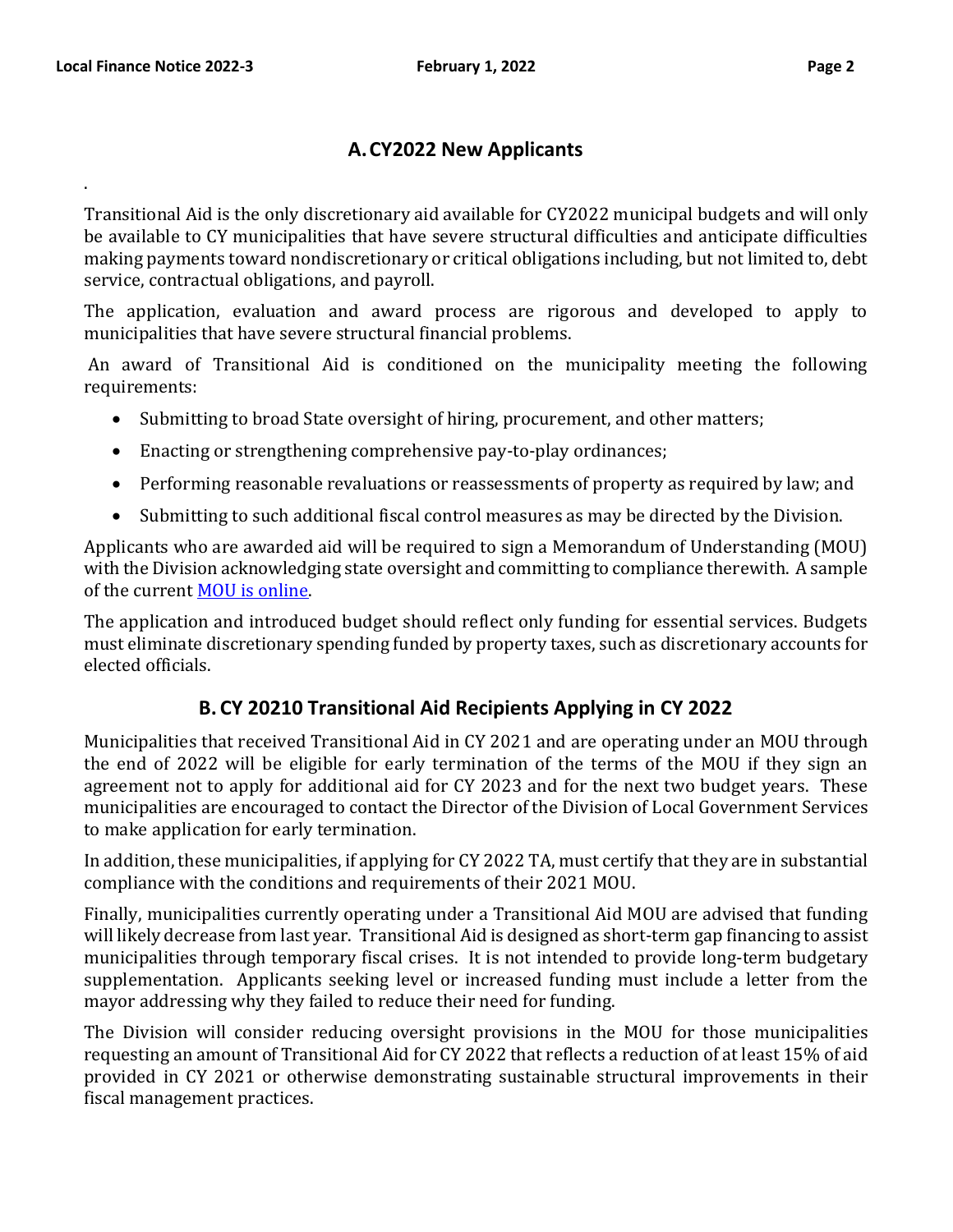## A. CY2022 New Applicants

.

Transitional Aid is the only discretionary aid available for CY2022 municipal budgets and will only be available to CY municipalities that have severe structural difficulties and anticipate difficulties making payments toward nondiscretionary or critical obligations including, but not limited to, debt service, contractual obligations, and payroll.

The application, evaluation and award process are rigorous and developed to apply to municipalities that have severe structural financial problems.

An award of Transitional Aid is conditioned on the municipality meeting the following requirements:

- Submitting to broad State oversight of hiring, procurement, and other matters;
- Enacting or strengthening comprehensive pay-to-play ordinances;
- Performing reasonable revaluations or reassessments of property as required by law; and
- Submitting to such additional fiscal control measures as may be directed by the Division.

Applicants who are awarded aid will be required to sign a Memorandum of Understanding (MOU) with the Division acknowledging state oversight and committing to compliance therewith. A sample of the current MOU is online.

The application and introduced budget should reflect only funding for essential services. Budgets must eliminate discretionary spending funded by property taxes, such as discretionary accounts for elected officials.

## B. CY 20210 Transitional Aid Recipients Applying in CY 2022

Municipalities that received Transitional Aid in CY 2021 and are operating under an MOU through the end of 2022 will be eligible for early termination of the terms of the MOU if they sign an agreement not to apply for additional aid for CY 2023 and for the next two budget years. These municipalities are encouraged to contact the Director of the Division of Local Government Services to make application for early termination.

In addition, these municipalities, if applying for CY 2022 TA, must certify that they are in substantial compliance with the conditions and requirements of their 2021 MOU.

Finally, municipalities currently operating under a Transitional Aid MOU are advised that funding will likely decrease from last year. Transitional Aid is designed as short-term gap financing to assist municipalities through temporary fiscal crises. It is not intended to provide long-term budgetary supplementation. Applicants seeking level or increased funding must include a letter from the mayor addressing why they failed to reduce their need for funding.

The Division will consider reducing oversight provisions in the MOU for those municipalities requesting an amount of Transitional Aid for CY 2022 that reflects a reduction of at least 15% of aid provided in CY 2021 or otherwise demonstrating sustainable structural improvements in their fiscal management practices.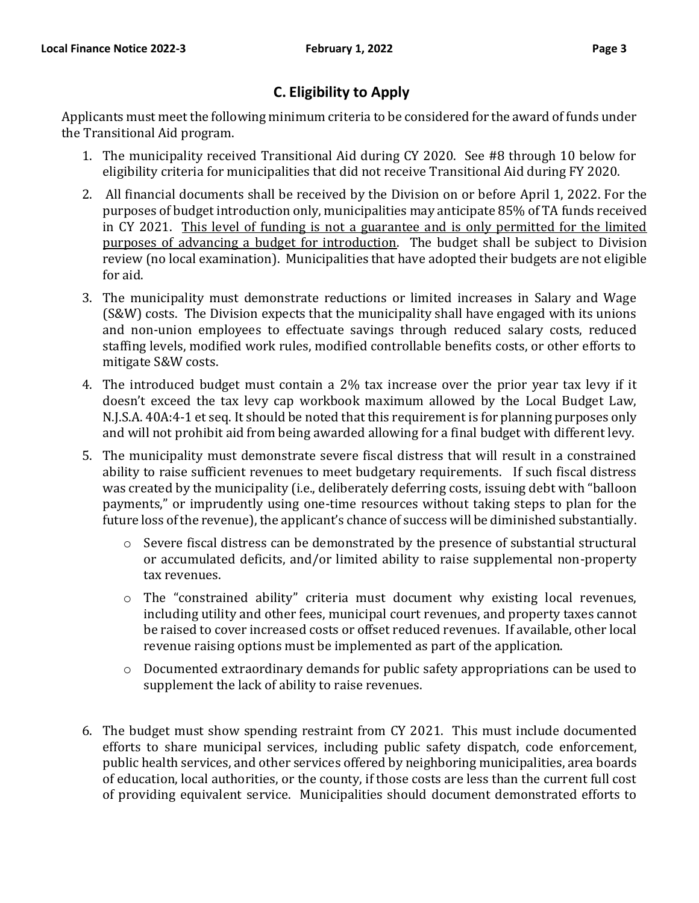## C. Eligibility to Apply

Applicants must meet the following minimum criteria to be considered for the award of funds under the Transitional Aid program.

1. The municipality received Transitional Aid during CY 2020. See #8 through 10 below for eligibility criteria for municipalities that did not receive Transitional Aid during FY 2020.
2. All financial documents shall be received by the Division on or before April 1, 2022. For the purposes of budget introduction only, municipalities may anticipate 85% of TA funds received in CY 2021. <u>This level of funding is not a guarantee and is only permitted for the limited purposes of advancing a budget for introduction</u>. The budget shall be subject to Division review (no local examination). Municipalities that have adopted their budgets are not eligible for aid.
3. The municipality must demonstrate reductions or limited increases in Salary and Wage (S&W) costs. The Division expects that the municipality shall have engaged with its unions and non-union employees to effectuate savings through reduced salary costs, reduced staffing levels, modified work rules, modified controllable benefits costs, or other efforts to mitigate S&W costs.
4. The introduced budget must contain a 2% tax increase over the prior year tax levy if it doesn't exceed the tax levy cap workbook maximum allowed by the Local Budget Law, N.J.S.A. 40A:4-1 et seq. It should be noted that this requirement is for planning purposes only and will not prohibit aid from being awarded allowing for a final budget with different levy.
5. The municipality must demonstrate severe fiscal distress that will result in a constrained ability to raise sufficient revenues to meet budgetary requirements. If such fiscal distress was created by the municipality (i.e., deliberately deferring costs, issuing debt with "balloon payments," or imprudently using one-time resources without taking steps to plan for the future loss of the revenue), the applicant's chance of success will be diminished substantially.
   - Severe fiscal distress can be demonstrated by the presence of substantial structural or accumulated deficits, and/or limited ability to raise supplemental non-property tax revenues.
   - The "constrained ability" criteria must document why existing local revenues, including utility and other fees, municipal court revenues, and property taxes cannot be raised to cover increased costs or offset reduced revenues. If available, other local revenue raising options must be implemented as part of the application.
   - Documented extraordinary demands for public safety appropriations can be used to supplement the lack of ability to raise revenues.
6. The budget must show spending restraint from CY 2021. This must include documented efforts to share municipal services, including public safety dispatch, code enforcement, public health services, and other services offered by neighboring municipalities, area boards of education, local authorities, or the county, if those costs are less than the current full cost of providing equivalent service. Municipalities should document demonstrated efforts to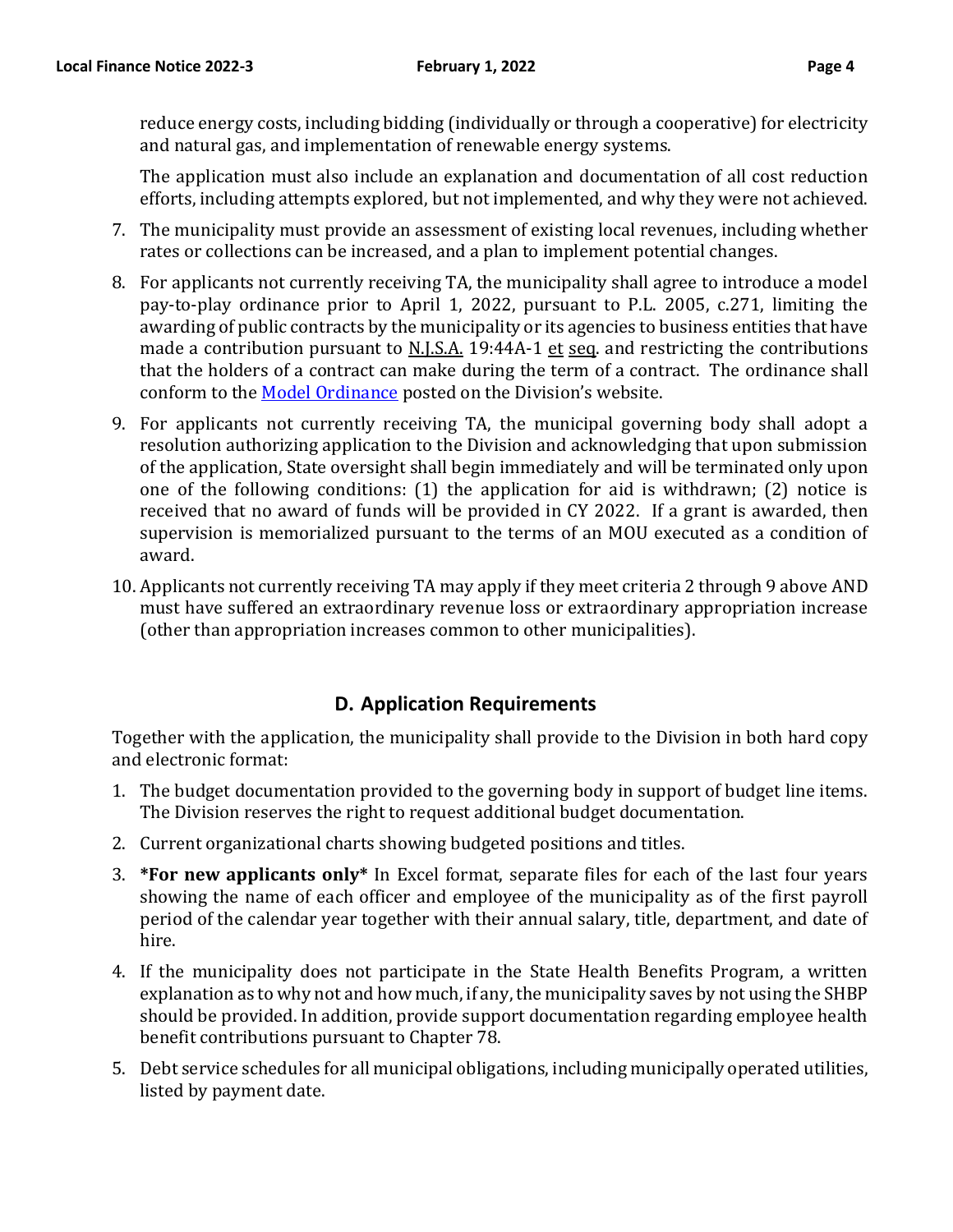reduce energy costs, including bidding (individually or through a cooperative) for electricity and natural gas, and implementation of renewable energy systems.

The application must also include an explanation and documentation of all cost reduction efforts, including attempts explored, but not implemented, and why they were not achieved.

7. The municipality must provide an assessment of existing local revenues, including whether rates or collections can be increased, and a plan to implement potential changes.

8. For applicants not currently receiving TA, the municipality shall agree to introduce a model pay-to-play ordinance prior to April 1, 2022, pursuant to P.L. 2005, c.271, limiting the awarding of public contracts by the municipality or its agencies to business entities that have made a contribution pursuant to N.J.S.A. 19:44A-1 et seq. and restricting the contributions that the holders of a contract can make during the term of a contract. The ordinance shall conform to the Model Ordinance posted on the Division's website.

9. For applicants not currently receiving TA, the municipal governing body shall adopt a resolution authorizing application to the Division and acknowledging that upon submission of the application, State oversight shall begin immediately and will be terminated only upon one of the following conditions: (1) the application for aid is withdrawn; (2) notice is received that no award of funds will be provided in CY 2022. If a grant is awarded, then supervision is memorialized pursuant to the terms of an MOU executed as a condition of award.

10. Applicants not currently receiving TA may apply if they meet criteria 2 through 9 above AND must have suffered an extraordinary revenue loss or extraordinary appropriation increase (other than appropriation increases common to other municipalities).

## D. Application Requirements

Together with the application, the municipality shall provide to the Division in both hard copy and electronic format:

1. The budget documentation provided to the governing body in support of budget line items. The Division reserves the right to request additional budget documentation.

2. Current organizational charts showing budgeted positions and titles.

3. **\*For new applicants only\*** In Excel format, separate files for each of the last four years showing the name of each officer and employee of the municipality as of the first payroll period of the calendar year together with their annual salary, title, department, and date of hire.

4. If the municipality does not participate in the State Health Benefits Program, a written explanation as to why not and how much, if any, the municipality saves by not using the SHBP should be provided. In addition, provide support documentation regarding employee health benefit contributions pursuant to Chapter 78.

5. Debt service schedules for all municipal obligations, including municipally operated utilities, listed by payment date.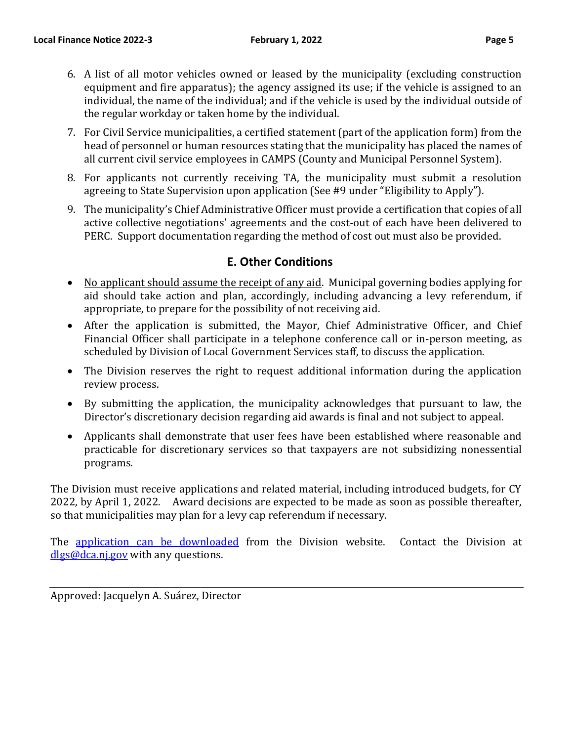6. A list of all motor vehicles owned or leased by the municipality (excluding construction equipment and fire apparatus); the agency assigned its use; if the vehicle is assigned to an individual, the name of the individual; and if the vehicle is used by the individual outside of the regular workday or taken home by the individual.
7. For Civil Service municipalities, a certified statement (part of the application form) from the head of personnel or human resources stating that the municipality has placed the names of all current civil service employees in CAMPS (County and Municipal Personnel System).
8. For applicants not currently receiving TA, the municipality must submit a resolution agreeing to State Supervision upon application (See #9 under "Eligibility to Apply").
9. The municipality's Chief Administrative Officer must provide a certification that copies of all active collective negotiations' agreements and the cost-out of each have been delivered to PERC. Support documentation regarding the method of cost out must also be provided.

## E. Other Conditions

- <u>No applicant should assume the receipt of any aid</u>. Municipal governing bodies applying for aid should take action and plan, accordingly, including advancing a levy referendum, if appropriate, to prepare for the possibility of not receiving aid.
- After the application is submitted, the Mayor, Chief Administrative Officer, and Chief Financial Officer shall participate in a telephone conference call or in-person meeting, as scheduled by Division of Local Government Services staff, to discuss the application.
- The Division reserves the right to request additional information during the application review process.
- By submitting the application, the municipality acknowledges that pursuant to law, the Director's discretionary decision regarding aid awards is final and not subject to appeal.
- Applicants shall demonstrate that user fees have been established where reasonable and practicable for discretionary services so that taxpayers are not subsidizing nonessential programs.

The Division must receive applications and related material, including introduced budgets, for CY 2022, by April 1, 2022. Award decisions are expected to be made as soon as possible thereafter, so that municipalities may plan for a levy cap referendum if necessary.

The [application can be downloaded]() from the Division website. Contact the Division at [dlgs@dca.nj.gov](mailto:dlgs@dca.nj.gov) with any questions.

---

Approved: Jacquelyn A. Suárez, Director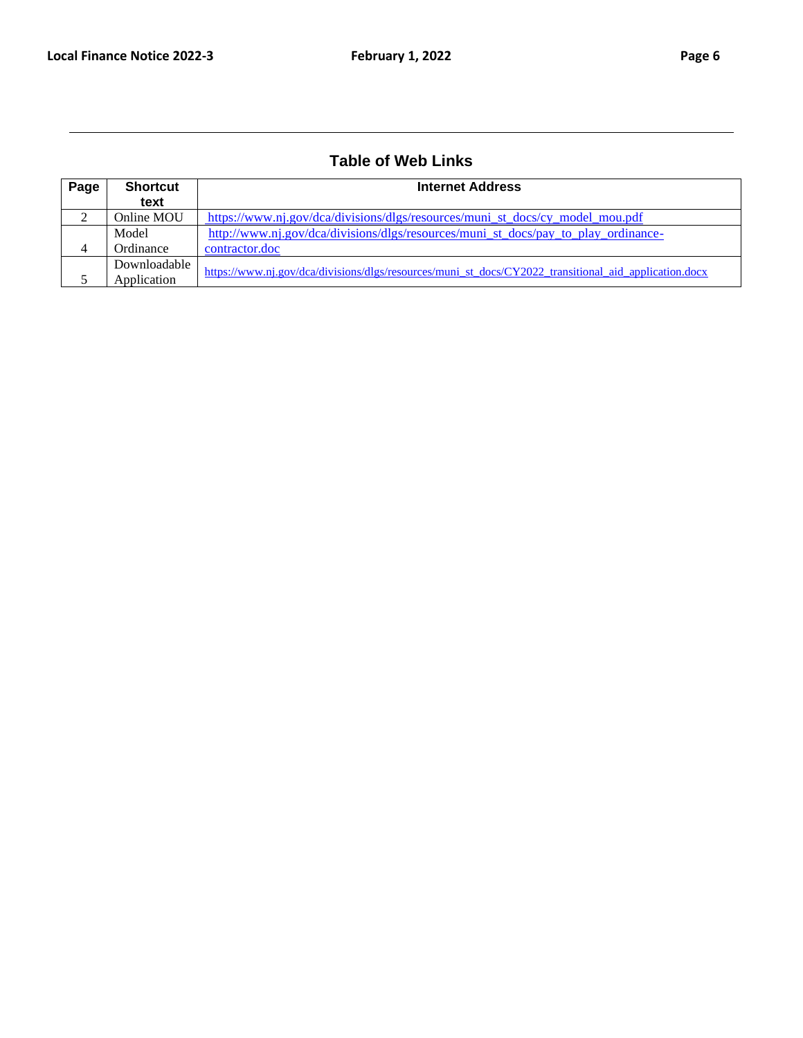## Table of Web Links

| Page | Shortcut text | Internet Address |
|---|---|---|
| 2 | Online MOU | https://www.nj.gov/dca/divisions/dlgs/resources/muni_st_docs/cy_model_mou.pdf |
| 4 | Model Ordinance | http://www.nj.gov/dca/divisions/dlgs/resources/muni_st_docs/pay_to_play_ordinance-contractor.doc |
| 5 | Downloadable Application | https://www.nj.gov/dca/divisions/dlgs/resources/muni_st_docs/CY2022_transitional_aid_application.docx |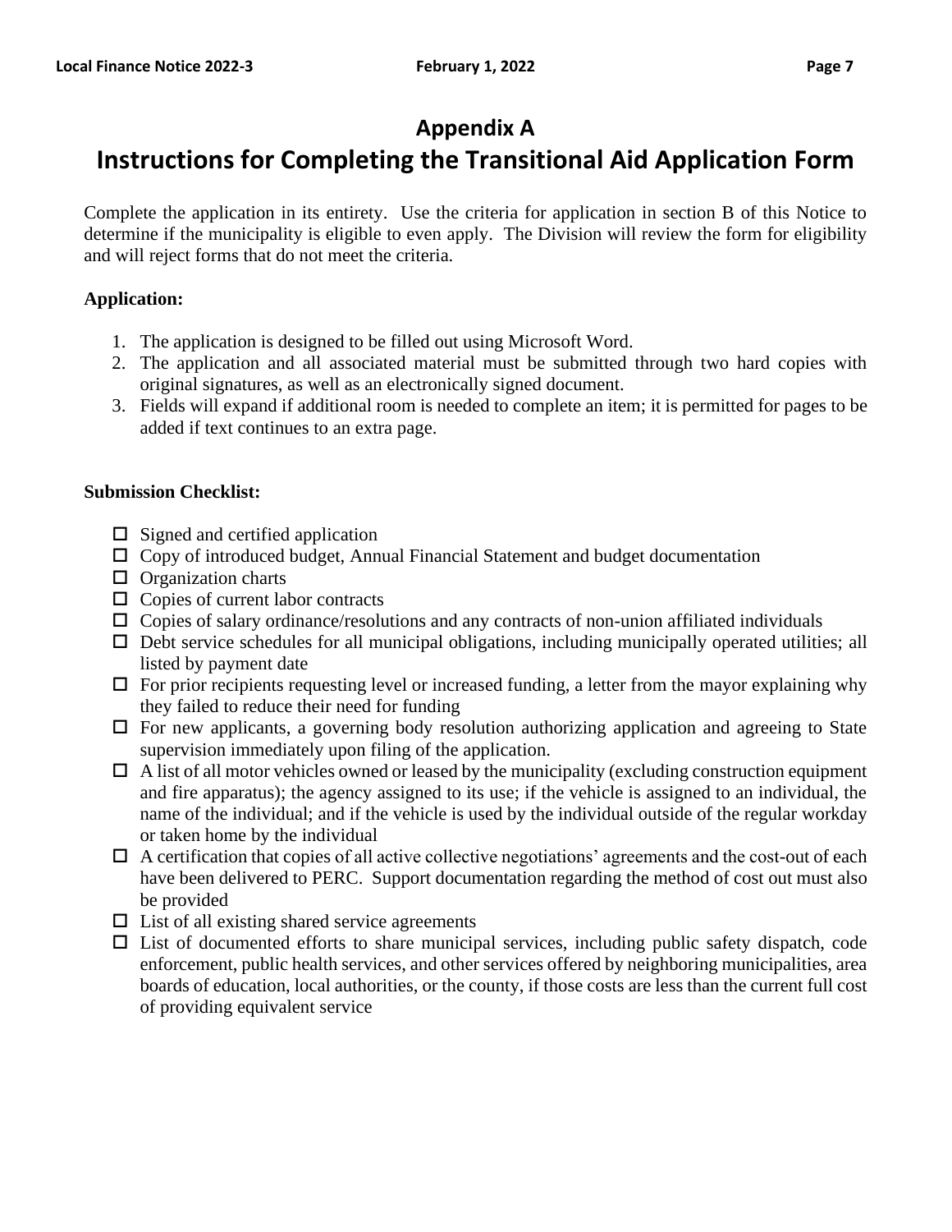# Appendix A

# Instructions for Completing the Transitional Aid Application Form

Complete the application in its entirety. Use the criteria for application in section B of this Notice to determine if the municipality is eligible to even apply. The Division will review the form for eligibility and will reject forms that do not meet the criteria.

**Application:**

1. The application is designed to be filled out using Microsoft Word.
2. The application and all associated material must be submitted through two hard copies with original signatures, as well as an electronically signed document.
3. Fields will expand if additional room is needed to complete an item; it is permitted for pages to be added if text continues to an extra page.

**Submission Checklist:**

- ☐ Signed and certified application
- ☐ Copy of introduced budget, Annual Financial Statement and budget documentation
- ☐ Organization charts
- ☐ Copies of current labor contracts
- ☐ Copies of salary ordinance/resolutions and any contracts of non-union affiliated individuals
- ☐ Debt service schedules for all municipal obligations, including municipally operated utilities; all listed by payment date
- ☐ For prior recipients requesting level or increased funding, a letter from the mayor explaining why they failed to reduce their need for funding
- ☐ For new applicants, a governing body resolution authorizing application and agreeing to State supervision immediately upon filing of the application.
- ☐ A list of all motor vehicles owned or leased by the municipality (excluding construction equipment and fire apparatus); the agency assigned to its use; if the vehicle is assigned to an individual, the name of the individual; and if the vehicle is used by the individual outside of the regular workday or taken home by the individual
- ☐ A certification that copies of all active collective negotiations' agreements and the cost-out of each have been delivered to PERC. Support documentation regarding the method of cost out must also be provided
- ☐ List of all existing shared service agreements
- ☐ List of documented efforts to share municipal services, including public safety dispatch, code enforcement, public health services, and other services offered by neighboring municipalities, area boards of education, local authorities, or the county, if those costs are less than the current full cost of providing equivalent service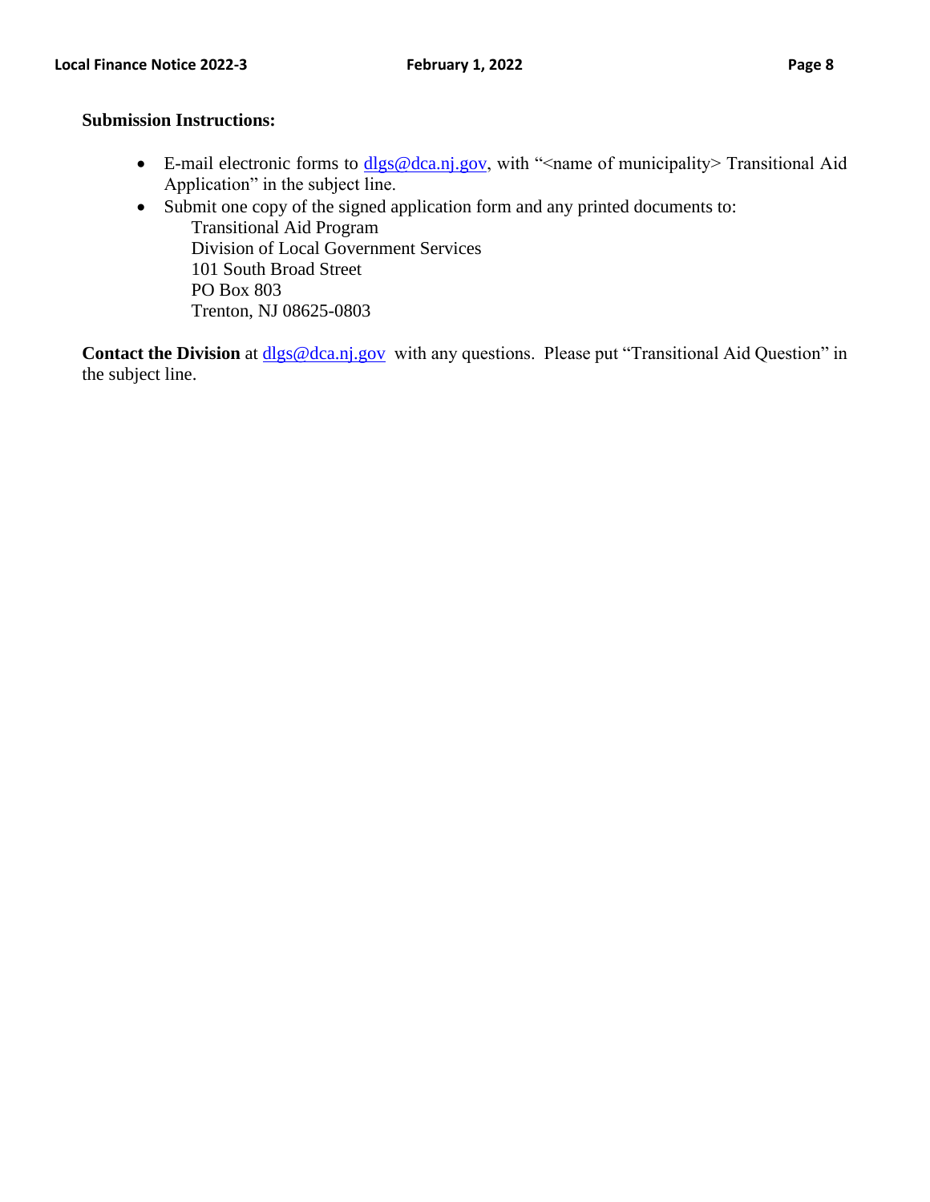**Submission Instructions:**

- E-mail electronic forms to dlgs@dca.nj.gov, with "<name of municipality> Transitional Aid Application" in the subject line.
- Submit one copy of the signed application form and any printed documents to:
  Transitional Aid Program
  Division of Local Government Services
  101 South Broad Street
  PO Box 803
  Trenton, NJ 08625-0803

**Contact the Division** at dlgs@dca.nj.gov with any questions. Please put "Transitional Aid Question" in the subject line.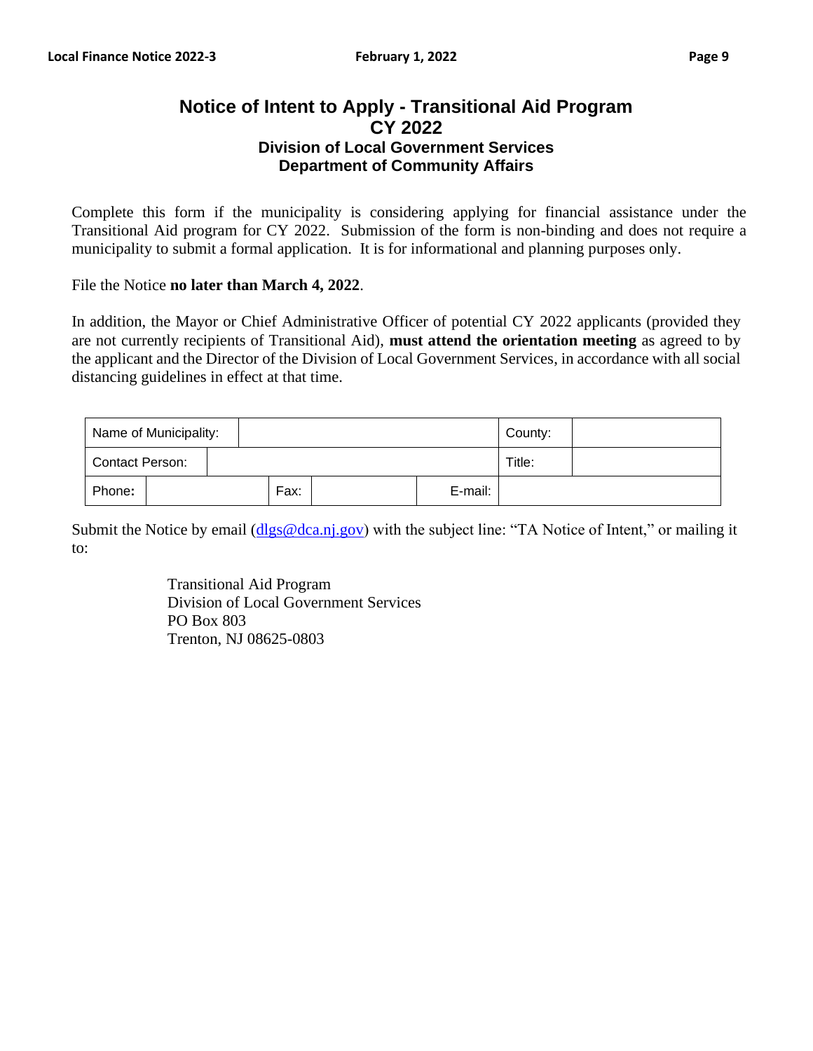# Notice of Intent to Apply - Transitional Aid Program
# CY 2022
### Division of Local Government Services
### Department of Community Affairs

Complete this form if the municipality is considering applying for financial assistance under the Transitional Aid program for CY 2022. Submission of the form is non-binding and does not require a municipality to submit a formal application. It is for informational and planning purposes only.

File the Notice **no later than March 4, 2022**.

In addition, the Mayor or Chief Administrative Officer of potential CY 2022 applicants (provided they are not currently recipients of Transitional Aid), **must attend the orientation meeting** as agreed to by the applicant and the Director of the Division of Local Government Services, in accordance with all social distancing guidelines in effect at that time.

| | | | | | |
|---|---|---|---|---|---|
| Name of Municipality: | | | | County: | |
| Contact Person: | | | | Title: | |
| Phone: | | Fax: | | E-mail: | |

Submit the Notice by email (dlgs@dca.nj.gov) with the subject line: "TA Notice of Intent," or mailing it to:

Transitional Aid Program
Division of Local Government Services
PO Box 803
Trenton, NJ 08625-0803